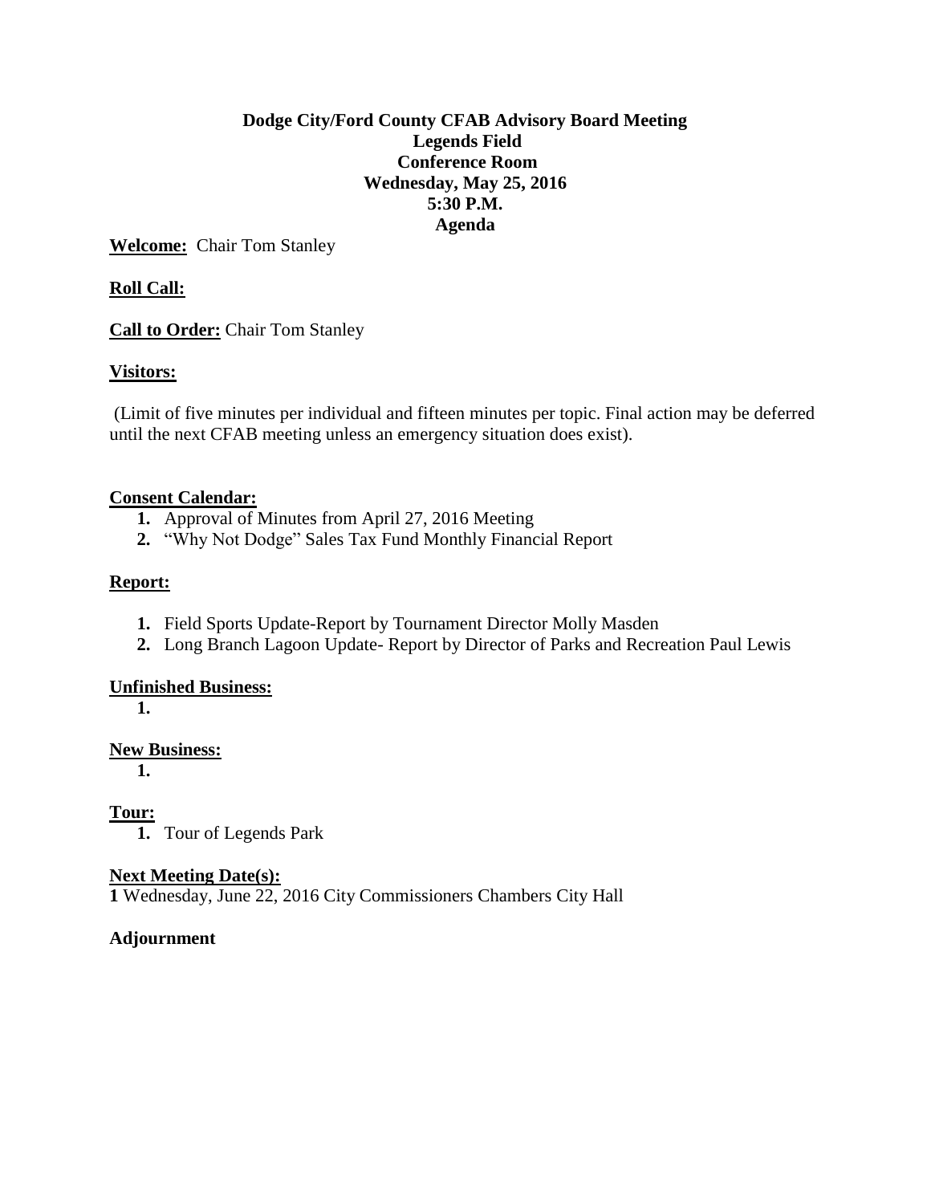# Dodge City/Ford County CFAB Advisory Board Meeting
## Legends Field
## Conference Room
## Wednesday, May 25, 2016
## 5:30 P.M.
## Agenda

**Welcome:** Chair Tom Stanley

**Roll Call:**

**Call to Order:** Chair Tom Stanley

**Visitors:**

(Limit of five minutes per individual and fifteen minutes per topic. Final action may be deferred until the next CFAB meeting unless an emergency situation does exist).

**Consent Calendar:**

1. Approval of Minutes from April 27, 2016 Meeting
2. "Why Not Dodge" Sales Tax Fund Monthly Financial Report

**Report:**

1. Field Sports Update-Report by Tournament Director Molly Masden
2. Long Branch Lagoon Update- Report by Director of Parks and Recreation Paul Lewis

**Unfinished Business:**

1.

**New Business:**

1.

**Tour:**

1. Tour of Legends Park

**Next Meeting Date(s):**

**1** Wednesday, June 22, 2016 City Commissioners Chambers City Hall

**Adjournment**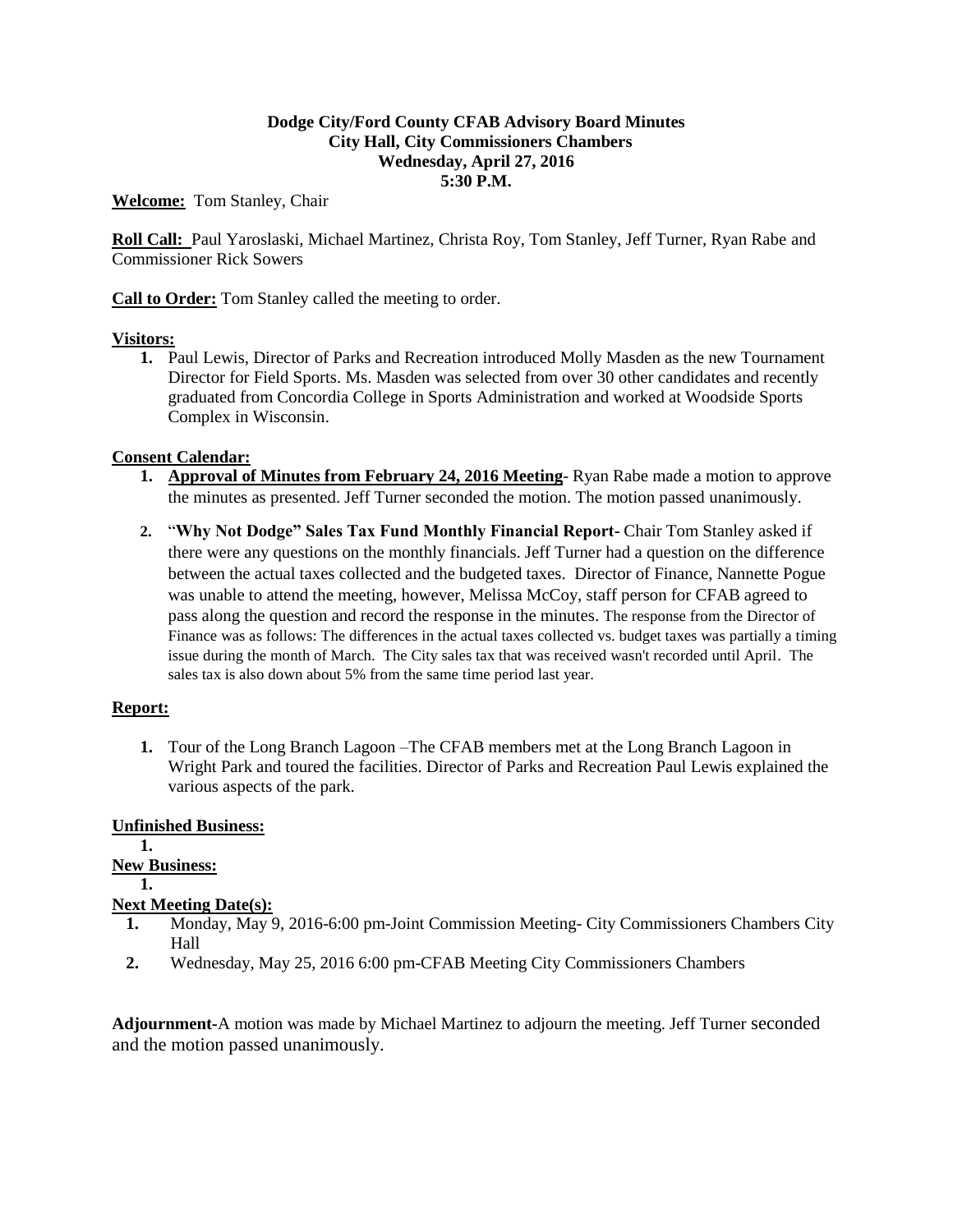**Dodge City/Ford County CFAB Advisory Board Minutes**
**City Hall, City Commissioners Chambers**
**Wednesday, April 27, 2016**
**5:30 P.M.**

**Welcome:** Tom Stanley, Chair

**Roll Call:** Paul Yaroslaski, Michael Martinez, Christa Roy, Tom Stanley, Jeff Turner, Ryan Rabe and Commissioner Rick Sowers

**Call to Order:** Tom Stanley called the meeting to order.

**Visitors:**

1. Paul Lewis, Director of Parks and Recreation introduced Molly Masden as the new Tournament Director for Field Sports. Ms. Masden was selected from over 30 other candidates and recently graduated from Concordia College in Sports Administration and worked at Woodside Sports Complex in Wisconsin.

**Consent Calendar:**

1. **Approval of Minutes from February 24, 2016 Meeting**- Ryan Rabe made a motion to approve the minutes as presented. Jeff Turner seconded the motion. The motion passed unanimously.
2. "**Why Not Dodge" Sales Tax Fund Monthly Financial Report**- Chair Tom Stanley asked if there were any questions on the monthly financials. Jeff Turner had a question on the difference between the actual taxes collected and the budgeted taxes. Director of Finance, Nannette Pogue was unable to attend the meeting, however, Melissa McCoy, staff person for CFAB agreed to pass along the question and record the response in the minutes. The response from the Director of Finance was as follows: The differences in the actual taxes collected vs. budget taxes was partially a timing issue during the month of March. The City sales tax that was received wasn't recorded until April. The sales tax is also down about 5% from the same time period last year.

**Report:**

1. Tour of the Long Branch Lagoon –The CFAB members met at the Long Branch Lagoon in Wright Park and toured the facilities. Director of Parks and Recreation Paul Lewis explained the various aspects of the park.

**Unfinished Business:**

1.

**New Business:**

1.

**Next Meeting Date(s):**

1. Monday, May 9, 2016-6:00 pm-Joint Commission Meeting- City Commissioners Chambers City Hall
2. Wednesday, May 25, 2016 6:00 pm-CFAB Meeting City Commissioners Chambers

**Adjournment**-A motion was made by Michael Martinez to adjourn the meeting. Jeff Turner seconded and the motion passed unanimously.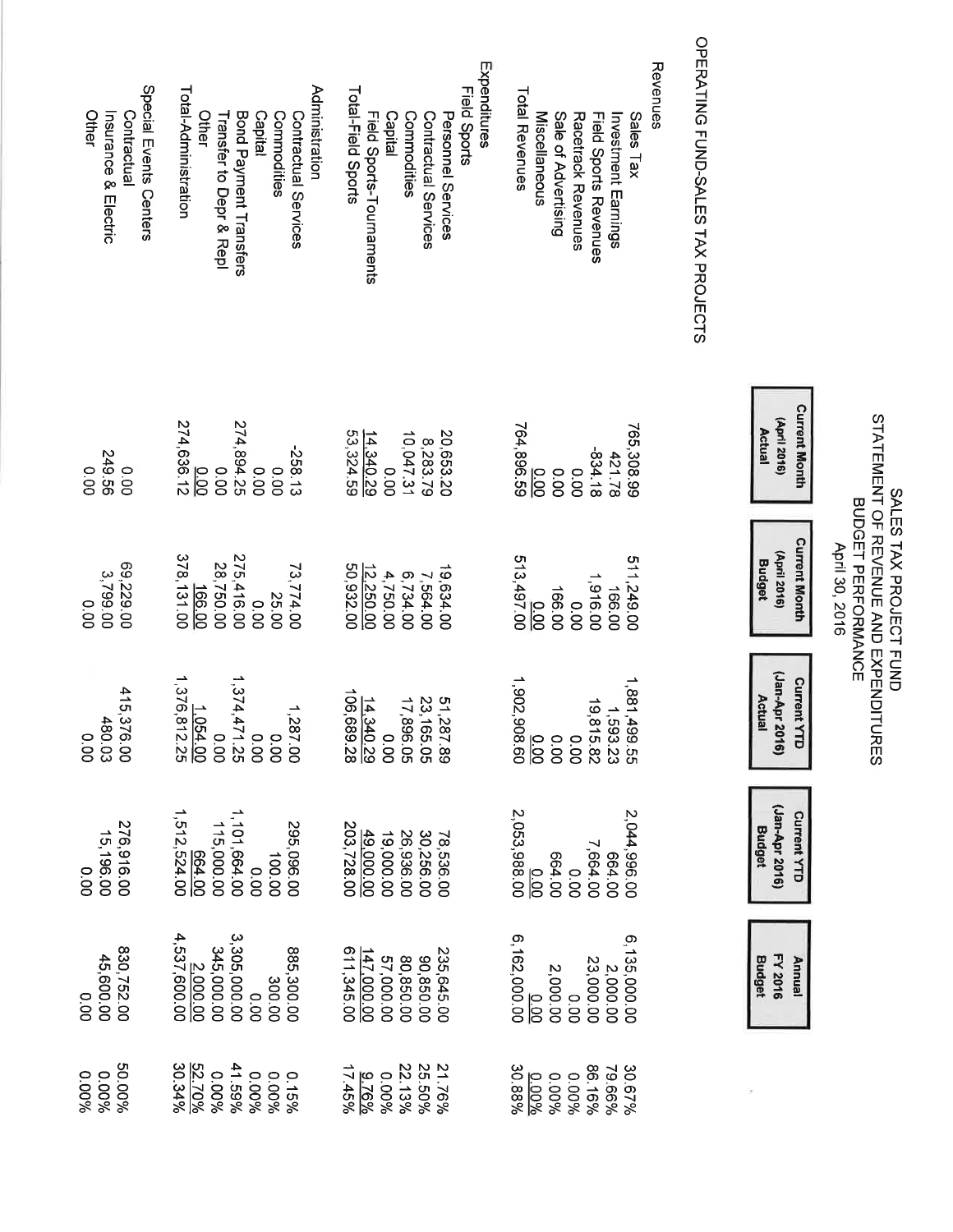# SALES TAX PROJECT FUND
## STATEMENT OF REVENUE AND EXPENDITURES
## BUDGET PERFORMANCE
### April 30, 2016

**OPERATING FUND-SALES TAX PROJECTS**

| | Current Month (April 2016) Actual | Current Month (April 2016) Budget | Current YTD (Jan-Apr 2016) Actual | Current YTD (Jan-Apr 2016) Budget | Annual FY 2016 Budget | |
|---|---|---|---|---|---|---|
| **Revenues** | | | | | | |
| Sales Tax | 765,308.99 | 511,249.00 | 1,881,499.55 | 2,044,996.00 | 6,135,000.00 | 30.67% |
| Investment Earnings | 421.78 | 166.00 | 1,593.23 | 664.00 | 2,000.00 | 79.66% |
| Field Sports Revenues | -834.18 | 1,916.00 | 19,815.82 | 7,664.00 | 23,000.00 | 86.16% |
| Racetrack Revenues | 0.00 | 0.00 | 0.00 | 0.00 | 0.00 | 0.00% |
| Sale of Advertising | 0.00 | 166.00 | 0.00 | 664.00 | 2,000.00 | 0.00% |
| Miscellaneous | 0.00 | 0.00 | 0.00 | 0.00 | 0.00 | 0.00% |
| Total Revenues | 764,896.59 | 513,497.00 | 1,902,908.60 | 2,053,988.00 | 6,162,000.00 | 30.88% |
| **Expenditures** | | | | | | |
| Field Sports | | | | | | |
| Personnel Services | 20,653.20 | 19,634.00 | 51,287.89 | 78,536.00 | 235,645.00 | 21.76% |
| Contractual Services | 8,283.79 | 7,564.00 | 23,165.05 | 30,256.00 | 90,850.00 | 25.50% |
| Commodities | 10,047.31 | 6,734.00 | 17,896.05 | 26,936.00 | 80,850.00 | 22.13% |
| Capital | 0.00 | 4,750.00 | 0.00 | 19,000.00 | 57,000.00 | 0.00% |
| Field Sports-Tournaments | 14,340.29 | 12,250.00 | 14,340.29 | 49,000.00 | 147,000.00 | 9.76% |
| Total-Field Sports | 53,324.59 | 50,932.00 | 106,689.28 | 203,728.00 | 611,345.00 | 17.45% |
| Administration | | | | | | |
| Contractual Services | -258.13 | 73,774.00 | 1,287.00 | 295,096.00 | 885,300.00 | 0.15% |
| Commodities | 0.00 | 25.00 | 0.00 | 100.00 | 300.00 | 0.00% |
| Capital | 0.00 | 0.00 | 0.00 | 0.00 | 0.00 | 0.00% |
| Bond Payment Transfers | 274,894.25 | 275,416.00 | 1,374,471.25 | 1,101,664.00 | 3,305,000.00 | 41.59% |
| Transfer to Depr & Repl | 0.00 | 28,750.00 | 0.00 | 115,000.00 | 345,000.00 | 0.00% |
| Other | 0.00 | 166.00 | 1,054.00 | 664.00 | 2,000.00 | 52.70% |
| Total-Administration | 274,636.12 | 378,131.00 | 1,376,812.25 | 1,512,524.00 | 4,537,600.00 | 30.34% |
| Special Events Centers | | | | | | |
| Contractual | 0.00 | 69,229.00 | 415,376.00 | 276,916.00 | 830,752.00 | 50.00% |
| Insurance & Electric | 249.56 | 3,799.00 | 480.03 | 15,196.00 | 45,600.00 | 0.00% |
| Other | 0.00 | 0.00 | 0.00 | 0.00 | 0.00 | 0.00% |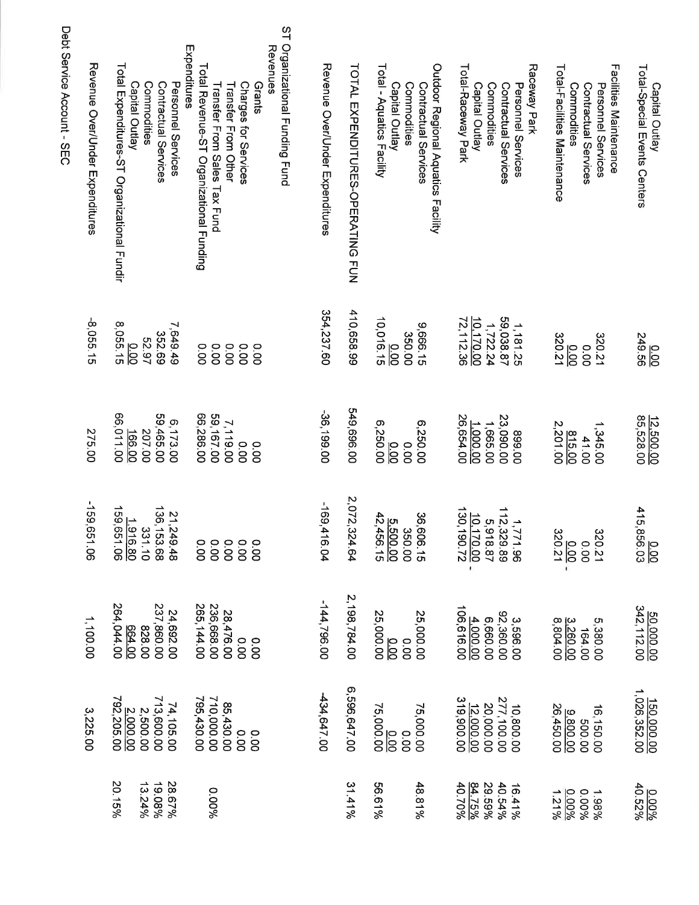| | | | | | | |
|---|---|---|---|---|---|---|
| Capital Outlay | 0.00 | 12,500.00 | 0.00 | 50,000.00 | 150,000.00 | 0.00% |
| Total-Special Events Centers | 249.56 | 85,528.00 | 415,856.03 | 342,112.00 | 1,026,352.00 | 40.52% |
| Facilities Maintenance | | | | | | |
| Personnel Services | 320.21 | 1,345.00 | 320.21 | 5,380.00 | 16,150.00 | 1.98% |
| Contractual Services | 0.00 | 41.00 | 0.00 | 164.00 | 500.00 | 0.00% |
| Commodities | 0.00 | 815.00 | 0.00 | 3,260.00 | 9,800.00 | 0.00% |
| Total-Facilities Maintenance | 320.21 | 2,201.00 | 320.21 | 8,804.00 | 26,450.00 | 1.21% |
| Raceway Park | | | | | | |
| Personnel Services | 1,181.25 | 899.00 | 1,771.96 | 3,596.00 | 10,800.00 | 16.41% |
| Contractual Services | 59,038.87 | 23,090.00 | 112,329.89 | 92,360.00 | 277,100.00 | 40.54% |
| Commodities | 1,722.24 | 1,665.00 | 5,918.87 | 6,660.00 | 20,000.00 | 29.59% |
| Capital Outlay | 10,170.00 | 1,000.00 | 10,170.00 | 4,000.00 | 12,000.00 | 84.75% |
| Total-Raceway Park | 72,112.36 | 26,654.00 | 130,190.72 | 106,616.00 | 319,900.00 | 40.70% |
| Outdoor Regional Aquatics Facility | | | | | | |
| Contractual Services | 9,666.15 | 6,250.00 | 36,606.15 | 25,000.00 | 75,000.00 | 48.81% |
| Commodities | 350.00 | 0.00 | 350.00 | 0.00 | 0.00 | |
| Capital Outlay | 0.00 | 0.00 | 5,500.00 | 0.00 | 0.00 | |
| Total - Aquatics Facility | 10,016.15 | 6,250.00 | 42,456.15 | 25,000.00 | 75,000.00 | 56.61% |
| TOTAL EXPENDITURES-OPERATING FUN | 410,658.99 | 549,696.00 | 2,072,324.64 | 2,198,784.00 | 6,596,647.00 | 31.41% |
| Revenue Over/Under Expenditures | 354,237.60 | -36,199.00 | -169,416.04 | -144,796.00 | -434,647.00 | |
| ST Organizational Funding Fund | | | | | | |
| Revenues | | | | | | |
| Grants | 0.00 | 0.00 | 0.00 | 0.00 | 0.00 | |
| Charges for Services | 0.00 | 0.00 | 0.00 | 0.00 | 0.00 | |
| Transfer From Other | 0.00 | 7,119.00 | 0.00 | 28,476.00 | 85,430.00 | |
| Transfer From Sales Tax Fund | 0.00 | 59,167.00 | 0.00 | 236,668.00 | 710,000.00 | |
| Total Revenue-ST Organizational Funding | 0.00 | 66,286.00 | 0.00 | 265,144.00 | 795,430.00 | 0.00% |
| Expenditures | | | | | | |
| Personnel Services | 7,649.49 | 6,173.00 | 21,249.48 | 24,692.00 | 74,105.00 | 28.67% |
| Contractual Services | 352.69 | 59,465.00 | 136,153.68 | 237,860.00 | 713,600.00 | 19.08% |
| Commodities | 52.97 | 207.00 | 331.10 | 828.00 | 2,500.00 | 13.24% |
| Capital Outlay | 0.00 | 166.00 | 1,916.80 | 664.00 | 2,000.00 | |
| Total Expenditures-ST Organizational Fundir | 8,055.15 | 66,011.00 | 159,651.06 | 264,044.00 | 792,205.00 | 20.15% |
| Revenue Over/Under Expenditures | -8,055.15 | 275.00 | -159,651.06 | 1,100.00 | 3,225.00 | |

Debt Service Account - SEC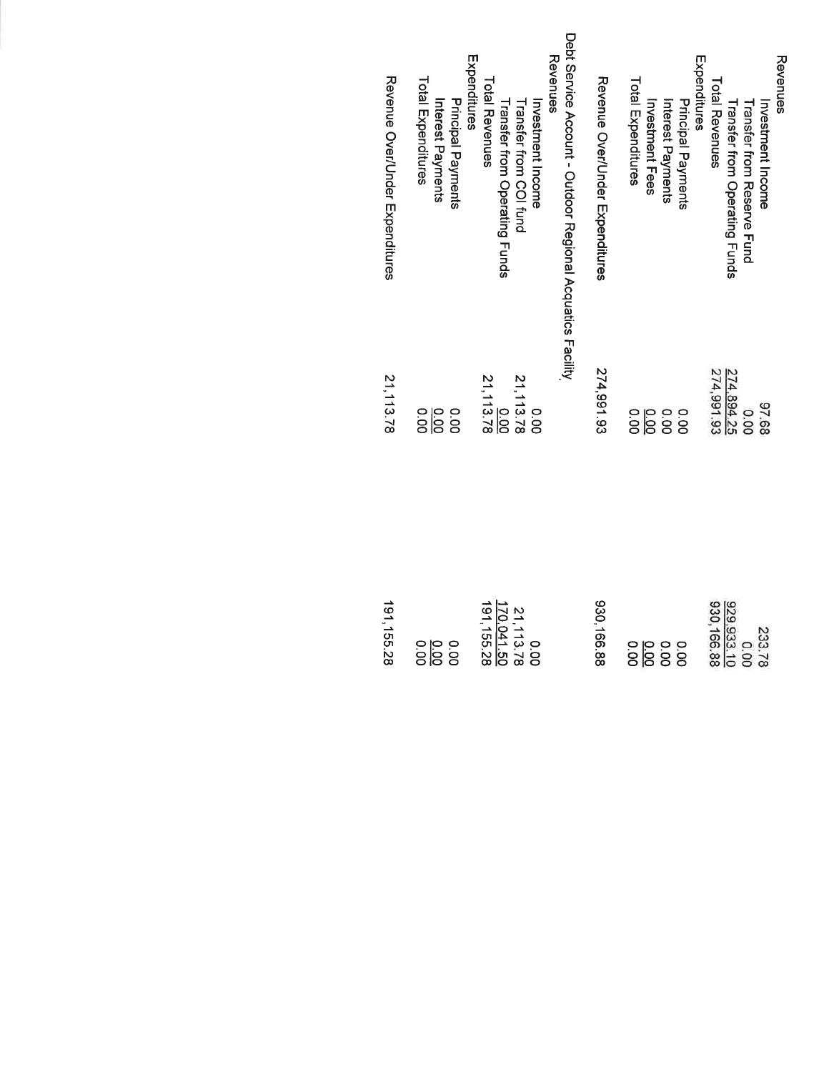| | | |
|---|---|---|
| **Revenues** | | |
| Investment Income | 97.68 | 233.78 |
| Transfer from Reserve Fund | 0.00 | 0.00 |
| Transfer from Operating Funds | 274,894.25 | 929,933.10 |
| Total Revenues | 274,991.93 | 930,166.88 |
| **Expenditures** | | |
| Principal Payments | 0.00 | 0.00 |
| Interest Payments | 0.00 | 0.00 |
| Investment Fees | 0.00 | 0.00 |
| Total Expenditures | 0.00 | 0.00 |
| | | |
| Revenue Over/Under Expenditures | 274,991.93 | 930,166.88 |
| | | |
| **Debt Service Account - Outdoor Regional Acquatics Facility** | | |
| **Revenues** | | |
| Investment Income | 0.00 | 0.00 |
| Transfer from COI fund | 21,113.78 | 21,113.78 |
| Transfer from Operating Funds | 0.00 | 170,041.50 |
| Total Revenues | 21,113.78 | 191,155.28 |
| **Expenditures** | | |
| Principal Payments | 0.00 | 0.00 |
| Interest Payments | 0.00 | 0.00 |
| Total Expenditures | 0.00 | 0.00 |
| | | |
| Revenue Over/Under Expenditures | 21,113.78 | 191,155.28 |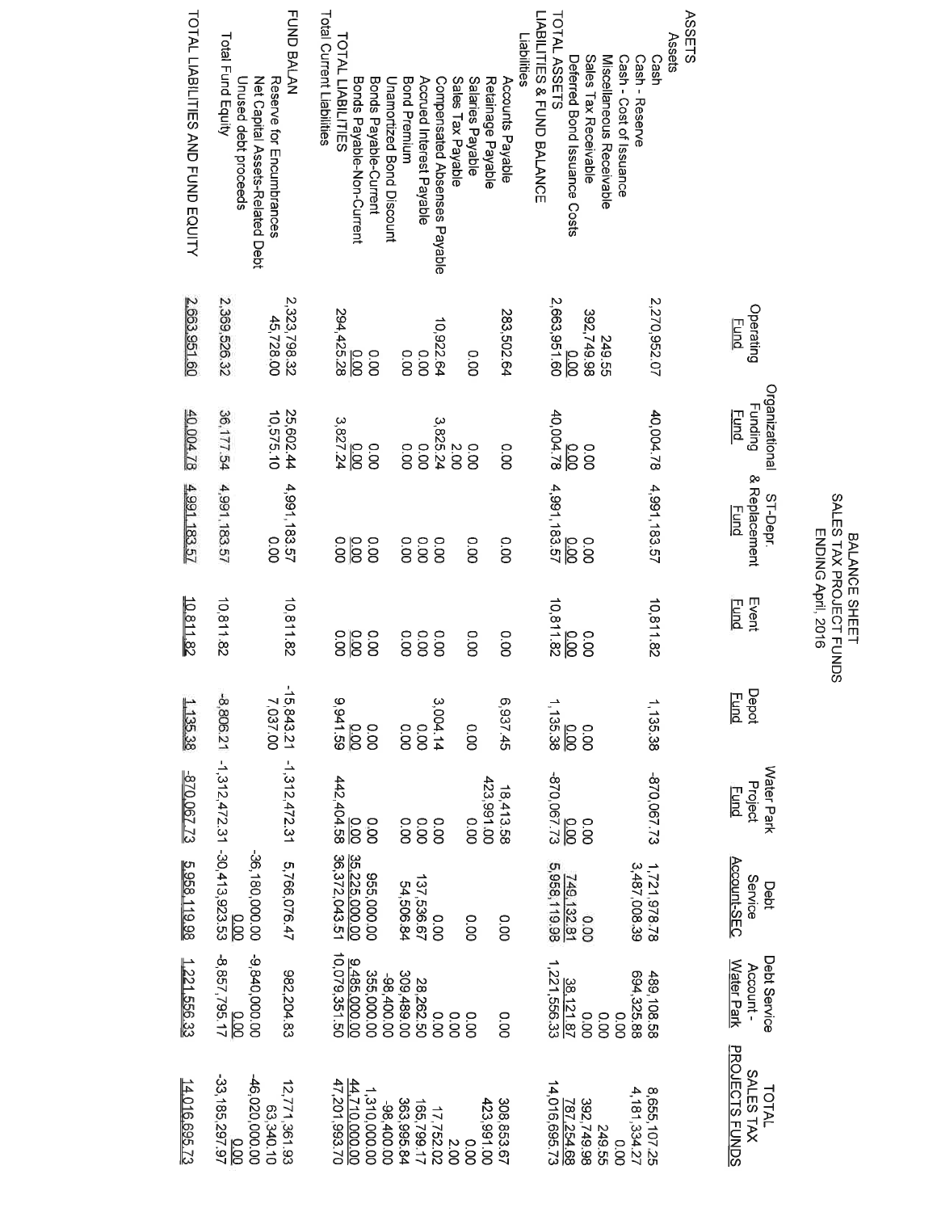# BALANCE SHEET
## SALES TAX PROJECT FUNDS
### ENDING April, 2016

| | Operating Fund | Organizational Funding Fund | ST-Depr. & Replacement Fund | Event Fund | Depot Fund | Water Park Project Fund | Debt Service Account-SEC | Debt Service Account - Water Park | TOTAL SALES TAX PROJECTS FUNDS |
|---|---|---|---|---|---|---|---|---|---|
| **ASSETS** | | | | | | | | | |
| Assets | | | | | | | | | |
| Cash | 2,270,952.07 | 40,004.78 | 4,991,183.57 | 10,811.82 | 1,135.38 | -870,067.73 | 1,721,978.78 | 489,108.58 | 8,655,107.25 |
| Cash - Reserve | | | | | | | 3,487,008.39 | 694,325.88 | 4,181,334.27 |
| Cash - Cost of Issuance | | | | | | | | 0.00 | 0.00 |
| Miscellaneous Receivable | 249.55 | | | | | | | 0.00 | 249.55 |
| Sales Tax Receivable | 392,749.98 | 0.00 | 0.00 | 0.00 | 0.00 | 0.00 | 0.00 | | 392,749.98 |
| Deferred Bond Issuance Costs | 0.00 | 0.00 | 0.00 | 0.00 | 0.00 | 0.00 | 749,132.81 | 38,121.87 | 787,254.68 |
| TOTAL ASSETS | 2,663,951.60 | 40,004.78 | 4,991,183.57 | 10,811.82 | 1,135.38 | -870,067.73 | 5,958,119.98 | 1,221,556.33 | 14,016,695.73 |
| **LIABILITIES & FUND BALANCE** | | | | | | | | | |
| Liabilities | | | | | | | | | |
| Accounts Payable | 283,502.64 | 0.00 | 0.00 | 0.00 | 6,937.45 | 18,413.58 | 0.00 | 0.00 | 308,853.67 |
| Retainage Payable | | | | | | 423,991.00 | | | 423,991.00 |
| Salaries Payable | 0.00 | 0.00 | 0.00 | 0.00 | 0.00 | 0.00 | 0.00 | 0.00 | 0.00 |
| Sales Tax Payable | | 2.00 | | | | | | 0.00 | 2.00 |
| Compensated Absenses Payable | 10,922.64 | 3,825.24 | 0.00 | 0.00 | 3,004.14 | 0.00 | 0.00 | 0.00 | 17,752.02 |
| Accrued Interest Payable | 0.00 | 0.00 | 0.00 | 0.00 | 0.00 | 0.00 | 137,536.67 | 28,262.50 | 165,799.17 |
| Bond Premium | 0.00 | 0.00 | 0.00 | 0.00 | 0.00 | 0.00 | 54,506.84 | 309,489.00 | 363,995.84 |
| Unamortized Bond Discount | | | | | | | | -98,400.00 | -98,400.00 |
| Bonds Payable-Current | 0.00 | 0.00 | 0.00 | 0.00 | 0.00 | 0.00 | 955,000.00 | 355,000.00 | 1,310,000.00 |
| Bonds Payable-Non-Current | 0.00 | 0.00 | 0.00 | 0.00 | 0.00 | 0.00 | 35,225,000.00 | 9,485,000.00 | 44,710,000.00 |
| TOTAL LIABILITIES | 294,425.28 | 3,827.24 | 0.00 | 0.00 | 9,941.59 | 442,404.58 | 36,372,043.51 | 10,079,351.50 | 47,201,993.70 |
| Total Current Liabilities | | | | | | | | | |
| **FUND BALAN** | 2,323,798.32 | 25,602.44 | 4,991,183.57 | 10,811.82 | -15,843.21 | -1,312,472.31 | 5,766,076.47 | 982,204.83 | 12,771,361.93 |
| Reserve for Encumbrances | 45,728.00 | 10,575.10 | 0.00 | | 7,037.00 | | | | 63,340.10 |
| Net Capital Assets-Related Debt | | | | | | | -36,180,000.00 | -9,840,000.00 | -46,020,000.00 |
| Unused debt proceeds | | | | | | | 0.00 | 0.00 | 0.00 |
| Total Fund Equity | 2,369,526.32 | 36,177.54 | 4,991,183.57 | 10,811.82 | -8,806.21 | -1,312,472.31 | -30,413,923.53 | -8,857,795.17 | -33,185,297.97 |
| TOTAL LIABILITIES AND FUND EQUITY | 2,663,951.60 | 40,004.78 | 4,991,183.57 | 10,811.82 | 1,135.38 | -870,067.73 | 5,958,119.98 | 1,221,556.33 | 14,016,695.73 |